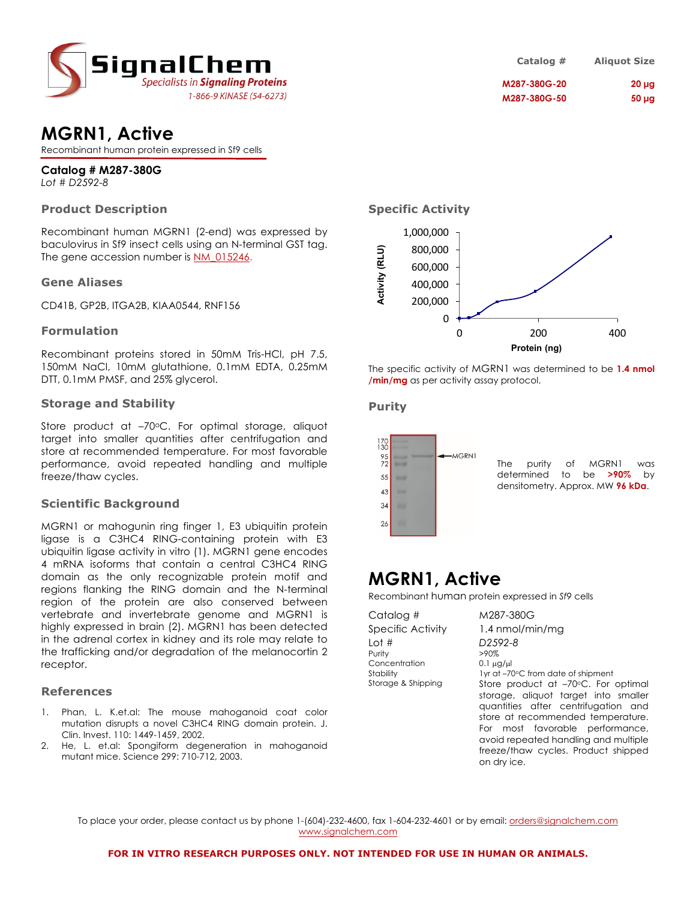# SignalChem

*Specialists in Signaling Proteins*

*1-866-9 KINASE (54-6273)*

| Catalog # | Aliquot Size |
|---|---|
| M287-380G-20 | 20 µg |
| M287-380G-50 | 50 µg |

# MGRN1, Active

Recombinant human protein expressed in Sf9 cells

**Catalog # M287-380G**

*Lot # D2592-8*

## Product Description

Recombinant human MGRN1 (2-end) was expressed by baculovirus in Sf9 insect cells using an N-terminal GST tag. The gene accession number is NM_015246.

## Gene Aliases

CD41B, GP2B, ITGA2B, KIAA0544, RNF156

## Formulation

Recombinant proteins stored in 50mM Tris-HCl, pH 7.5, 150mM NaCl, 10mM glutathione, 0.1mM EDTA, 0.25mM DTT, 0.1mM PMSF, and 25% glycerol.

## Storage and Stability

Store product at –70ºC. For optimal storage, aliquot target into smaller quantities after centrifugation and store at recommended temperature. For most favorable performance, avoid repeated handling and multiple freeze/thaw cycles.

## Scientific Background

MGRN1 or mahogunin ring finger 1, E3 ubiquitin protein ligase is a C3HC4 RING-containing protein with E3 ubiquitin ligase activity in vitro (1). MGRN1 gene encodes 4 mRNA isoforms that contain a central C3HC4 RING domain as the only recognizable protein motif and regions flanking the RING domain and the N-terminal region of the protein are also conserved between vertebrate and invertebrate genome and MGRN1 is highly expressed in brain (2). MGRN1 has been detected in the adrenal cortex in kidney and its role may relate to the trafficking and/or degradation of the melanocortin 2 receptor.

## References

1. Phan, L. K.et.al: The mouse mahoganoid coat color mutation disrupts a novel C3HC4 RING domain protein. J. Clin. Invest. 110: 1449-1459, 2002.
2. He, L. et.al: Spongiform degeneration in mahoganoid mutant mice. Science 299: 710-712, 2003.

## Specific Activity

The specific activity of MGRN1 was determined to be **1.4 nmol /min/mg** as per activity assay protocol.

## Purity

The purity of MGRN1 was determined to be **>90%** by densitometry. Approx. MW **96 kDa**.

# MGRN1, Active

Recombinant human protein expressed in Sf9 cells

| | |
|---|---|
| Catalog # | M287-380G |
| Specific Activity | 1.4 nmol/min/mg |
| Lot # | *D2592-8* |
| Purity | >90% |
| Concentration | 0.1 µg/µl |
| Stability | 1yr at –70ºC from date of shipment |
| Storage & Shipping | Store product at –70ºC. For optimal storage, aliquot target into smaller quantities after centrifugation and store at recommended temperature. For most favorable performance, avoid repeated handling and multiple freeze/thaw cycles. Product shipped on dry ice. |

To place your order, please contact us by phone 1-(604)-232-4600, fax 1-604-232-4601 or by email: orders@signalchem.com
www.signalchem.com

**FOR IN VITRO RESEARCH PURPOSES ONLY. NOT INTENDED FOR USE IN HUMAN OR ANIMALS.**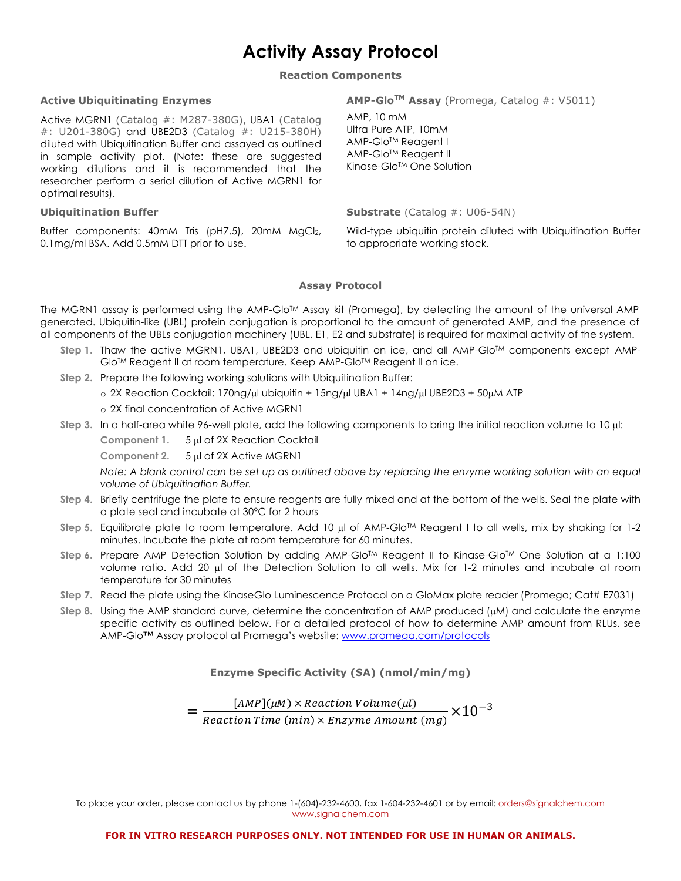# Activity Assay Protocol

## Reaction Components

### Active Ubiquitinating Enzymes

Active MGRN1 (Catalog #: M287-380G), UBA1 (Catalog #: U201-380G) and UBE2D3 (Catalog #: U215-380H) diluted with Ubiquitination Buffer and assayed as outlined in sample activity plot. (Note: these are suggested working dilutions and it is recommended that the researcher perform a serial dilution of Active MGRN1 for optimal results).

### Ubiquitination Buffer

Buffer components: 40mM Tris (pH7.5), 20mM $MgCl_2$, 0.1mg/ml BSA. Add 0.5mM DTT prior to use.

### AMP-Glo™ Assay (Promega, Catalog #: V5011)

AMP, 10 mM
Ultra Pure ATP, 10mM
AMP-Glo™ Reagent I
AMP-Glo™ Reagent II
Kinase-Glo™ One Solution

### Substrate (Catalog #: U06-54N)

Wild-type ubiquitin protein diluted with Ubiquitination Buffer to appropriate working stock.

## Assay Protocol

The MGRN1 assay is performed using the AMP-Glo™ Assay kit (Promega), by detecting the amount of the universal AMP generated. Ubiquitin-like (UBL) protein conjugation is proportional to the amount of generated AMP, and the presence of all components of the UBLs conjugation machinery (UBL, E1, E2 and substrate) is required for maximal activity of the system.

- **Step 1.** Thaw the active MGRN1, UBA1, UBE2D3 and ubiquitin on ice, and all AMP-Glo™ components except AMP-Glo™ Reagent II at room temperature. Keep AMP-Glo™ Reagent II on ice.
- **Step 2.** Prepare the following working solutions with Ubiquitination Buffer:
  - 2X Reaction Cocktail: 170ng/μl ubiquitin + 15ng/μl UBA1 + 14ng/μl UBE2D3 + 50μM ATP
  - 2X final concentration of Active MGRN1
- **Step 3.** In a half-area white 96-well plate, add the following components to bring the initial reaction volume to 10 μl:
  - **Component 1.** 5 μl of 2X Reaction Cocktail
  - **Component 2.** 5 μl of 2X Active MGRN1

  *Note: A blank control can be set up as outlined above by replacing the enzyme working solution with an equal volume of Ubiquitination Buffer.*
- **Step 4.** Briefly centrifuge the plate to ensure reagents are fully mixed and at the bottom of the wells. Seal the plate with a plate seal and incubate at 30°C for 2 hours
- **Step 5.** Equilibrate plate to room temperature. Add 10 μl of AMP-Glo™ Reagent I to all wells, mix by shaking for 1-2 minutes. Incubate the plate at room temperature for 60 minutes.
- **Step 6.** Prepare AMP Detection Solution by adding AMP-Glo™ Reagent II to Kinase-Glo™ One Solution at a 1:100 volume ratio. Add 20 μl of the Detection Solution to all wells. Mix for 1-2 minutes and incubate at room temperature for 30 minutes
- **Step 7.** Read the plate using the KinaseGlo Luminescence Protocol on a GloMax plate reader (Promega; Cat# E7031)
- **Step 8.** Using the AMP standard curve, determine the concentration of AMP produced (μM) and calculate the enzyme specific activity as outlined below. For a detailed protocol of how to determine AMP amount from RLUs, see AMP-Glo™ Assay protocol at Promega's website: www.promega.com/protocols

### Enzyme Specific Activity (SA) (nmol/min/mg)

$$= \frac{[AMP](\mu M) \times Reaction\ Volume(\mu l)}{Reaction\ Time\ (min) \times Enzyme\ Amount\ (mg)} \times 10^{-3}$$

To place your order, please contact us by phone 1-(604)-232-4600, fax 1-604-232-4601 or by email: orders@signalchem.com
www.signalchem.com

**FOR IN VITRO RESEARCH PURPOSES ONLY. NOT INTENDED FOR USE IN HUMAN OR ANIMALS.**